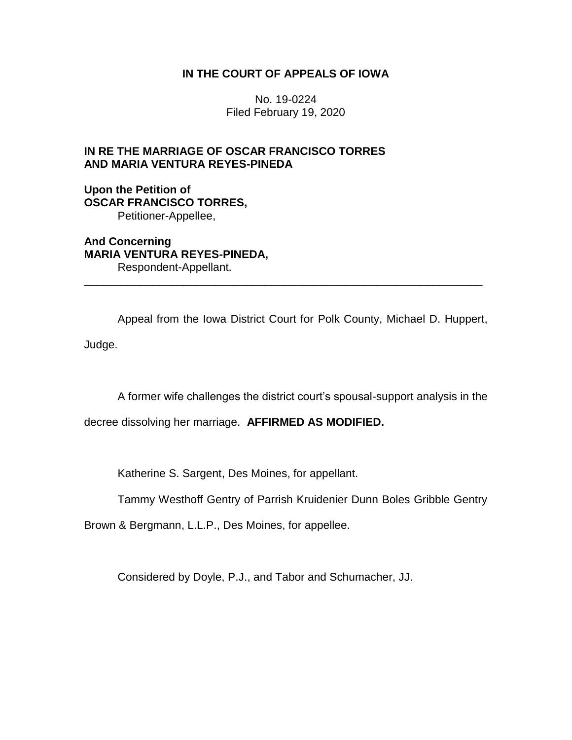**IN THE COURT OF APPEALS OF IOWA**

No. 19-0224
Filed February 19, 2020

**IN RE THE MARRIAGE OF OSCAR FRANCISCO TORRES AND MARIA VENTURA REYES-PINEDA**

**Upon the Petition of**
**OSCAR FRANCISCO TORRES,**
Petitioner-Appellee,

**And Concerning**
**MARIA VENTURA REYES-PINEDA,**
Respondent-Appellant.

---

Appeal from the Iowa District Court for Polk County, Michael D. Huppert, Judge.

A former wife challenges the district court's spousal-support analysis in the decree dissolving her marriage. **AFFIRMED AS MODIFIED.**

Katherine S. Sargent, Des Moines, for appellant.

Tammy Westhoff Gentry of Parrish Kruidenier Dunn Boles Gribble Gentry Brown & Bergmann, L.L.P., Des Moines, for appellee.

Considered by Doyle, P.J., and Tabor and Schumacher, JJ.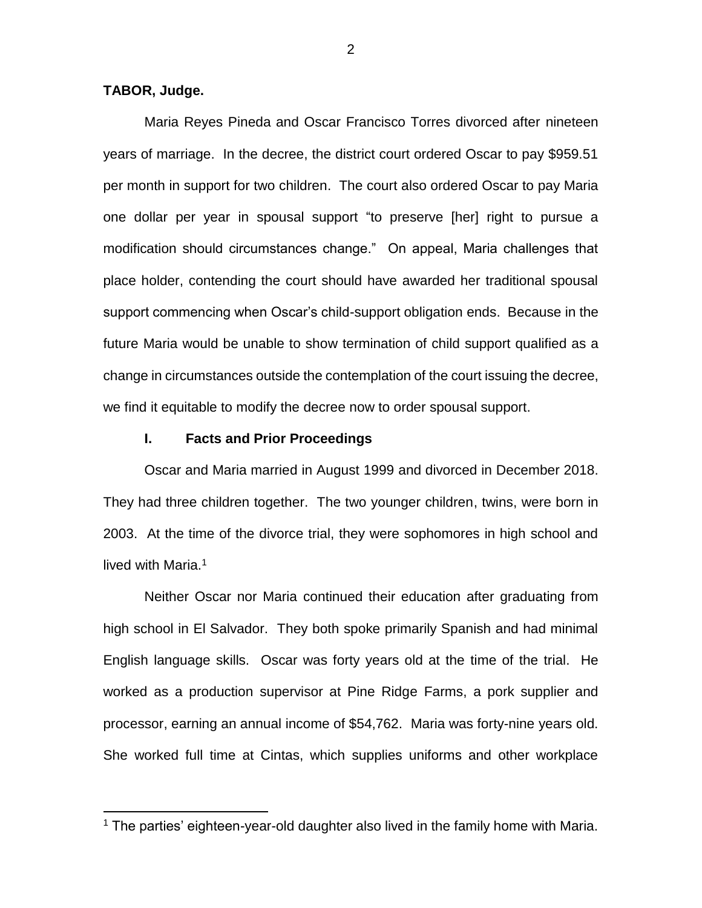**TABOR, Judge.**

Maria Reyes Pineda and Oscar Francisco Torres divorced after nineteen years of marriage. In the decree, the district court ordered Oscar to pay $959.51 per month in support for two children. The court also ordered Oscar to pay Maria one dollar per year in spousal support "to preserve [her] right to pursue a modification should circumstances change." On appeal, Maria challenges that place holder, contending the court should have awarded her traditional spousal support commencing when Oscar's child-support obligation ends. Because in the future Maria would be unable to show termination of child support qualified as a change in circumstances outside the contemplation of the court issuing the decree, we find it equitable to modify the decree now to order spousal support.

## I. Facts and Prior Proceedings

Oscar and Maria married in August 1999 and divorced in December 2018. They had three children together. The two younger children, twins, were born in 2003. At the time of the divorce trial, they were sophomores in high school and lived with Maria.[1]

Neither Oscar nor Maria continued their education after graduating from high school in El Salvador. They both spoke primarily Spanish and had minimal English language skills. Oscar was forty years old at the time of the trial. He worked as a production supervisor at Pine Ridge Farms, a pork supplier and processor, earning an annual income of $54,762. Maria was forty-nine years old. She worked full time at Cintas, which supplies uniforms and other workplace

[1] The parties' eighteen-year-old daughter also lived in the family home with Maria.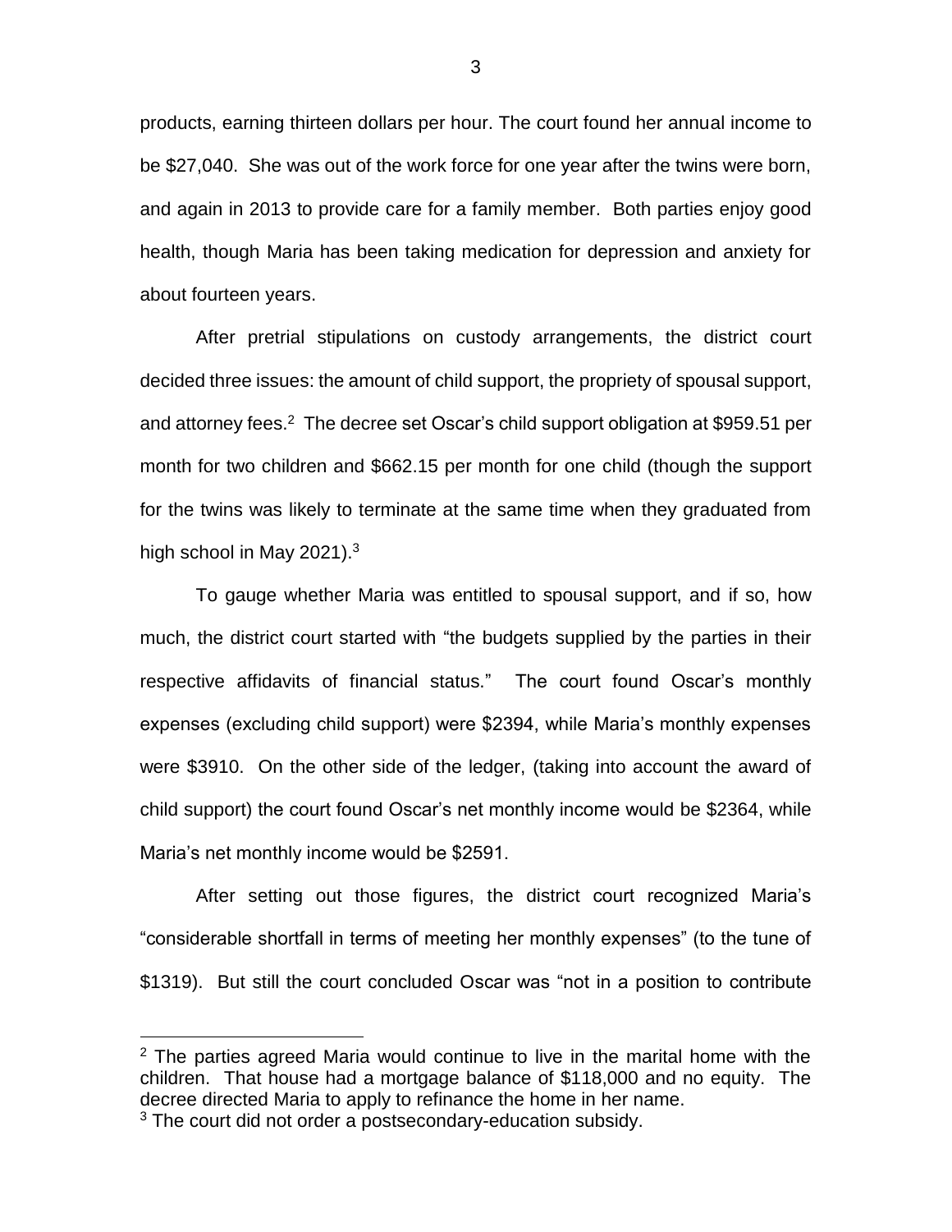products, earning thirteen dollars per hour. The court found her annual income to be $27,040. She was out of the work force for one year after the twins were born, and again in 2013 to provide care for a family member. Both parties enjoy good health, though Maria has been taking medication for depression and anxiety for about fourteen years.

After pretrial stipulations on custody arrangements, the district court decided three issues: the amount of child support, the propriety of spousal support, and attorney fees.[2] The decree set Oscar's child support obligation at $959.51 per month for two children and $662.15 per month for one child (though the support for the twins was likely to terminate at the same time when they graduated from high school in May 2021).[3]

To gauge whether Maria was entitled to spousal support, and if so, how much, the district court started with "the budgets supplied by the parties in their respective affidavits of financial status." The court found Oscar's monthly expenses (excluding child support) were $2394, while Maria's monthly expenses were $3910. On the other side of the ledger, (taking into account the award of child support) the court found Oscar's net monthly income would be $2364, while Maria's net monthly income would be $2591.

After setting out those figures, the district court recognized Maria's "considerable shortfall in terms of meeting her monthly expenses" (to the tune of $1319). But still the court concluded Oscar was "not in a position to contribute

---

[2] The parties agreed Maria would continue to live in the marital home with the children. That house had a mortgage balance of $118,000 and no equity. The decree directed Maria to apply to refinance the home in her name.

[3] The court did not order a postsecondary-education subsidy.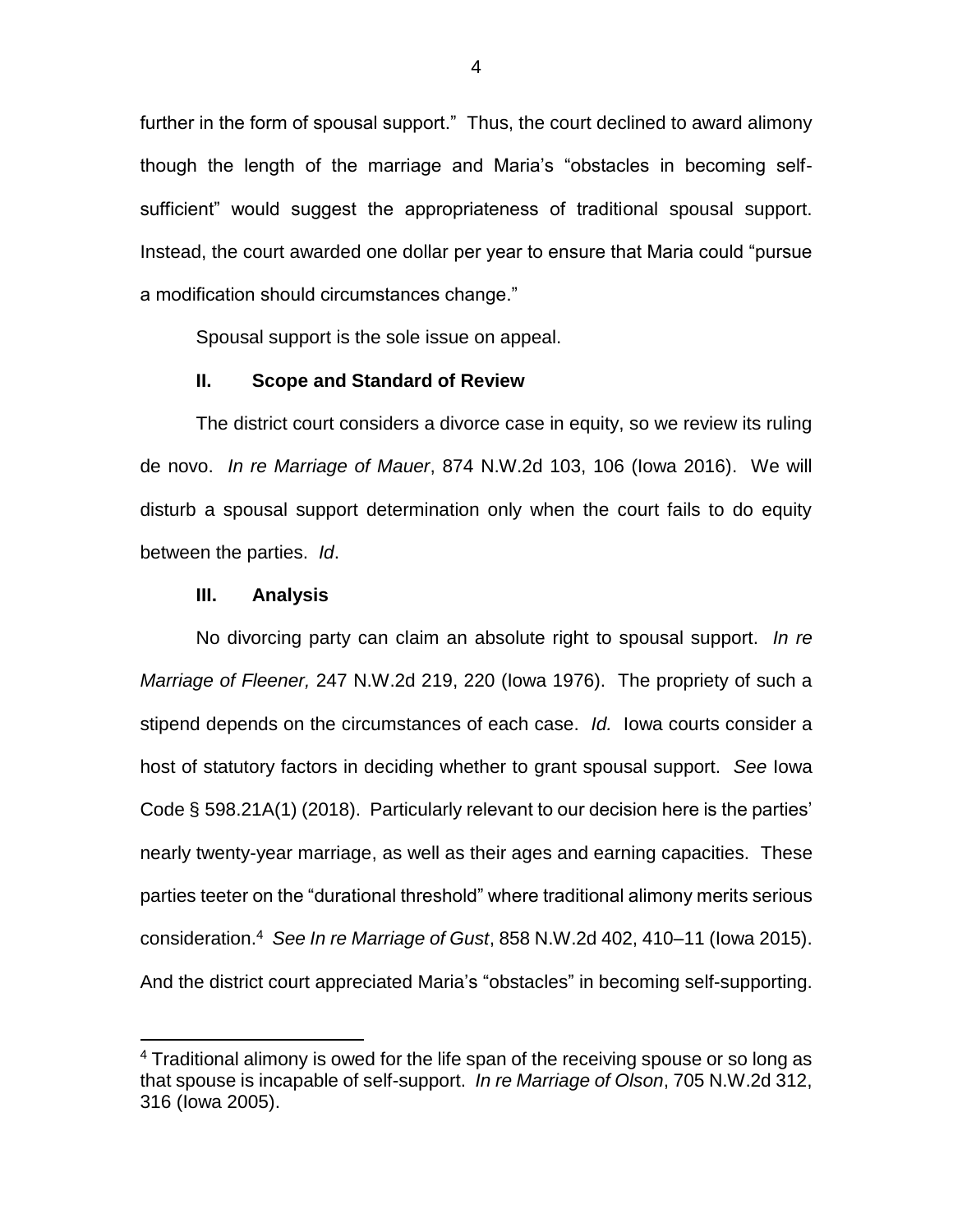further in the form of spousal support." Thus, the court declined to award alimony though the length of the marriage and Maria's "obstacles in becoming self-sufficient" would suggest the appropriateness of traditional spousal support. Instead, the court awarded one dollar per year to ensure that Maria could "pursue a modification should circumstances change."

Spousal support is the sole issue on appeal.

## II. Scope and Standard of Review

The district court considers a divorce case in equity, so we review its ruling de novo. *In re Marriage of Mauer*, 874 N.W.2d 103, 106 (Iowa 2016). We will disturb a spousal support determination only when the court fails to do equity between the parties. *Id*.

## III. Analysis

No divorcing party can claim an absolute right to spousal support. *In re Marriage of Fleener,* 247 N.W.2d 219, 220 (Iowa 1976). The propriety of such a stipend depends on the circumstances of each case. *Id.* Iowa courts consider a host of statutory factors in deciding whether to grant spousal support. *See* Iowa Code § 598.21A(1) (2018). Particularly relevant to our decision here is the parties' nearly twenty-year marriage, as well as their ages and earning capacities. These parties teeter on the "durational threshold" where traditional alimony merits serious consideration.[4] *See In re Marriage of Gust*, 858 N.W.2d 402, 410–11 (Iowa 2015). And the district court appreciated Maria's "obstacles" in becoming self-supporting.

[4] Traditional alimony is owed for the life span of the receiving spouse or so long as that spouse is incapable of self-support. *In re Marriage of Olson*, 705 N.W.2d 312, 316 (Iowa 2005).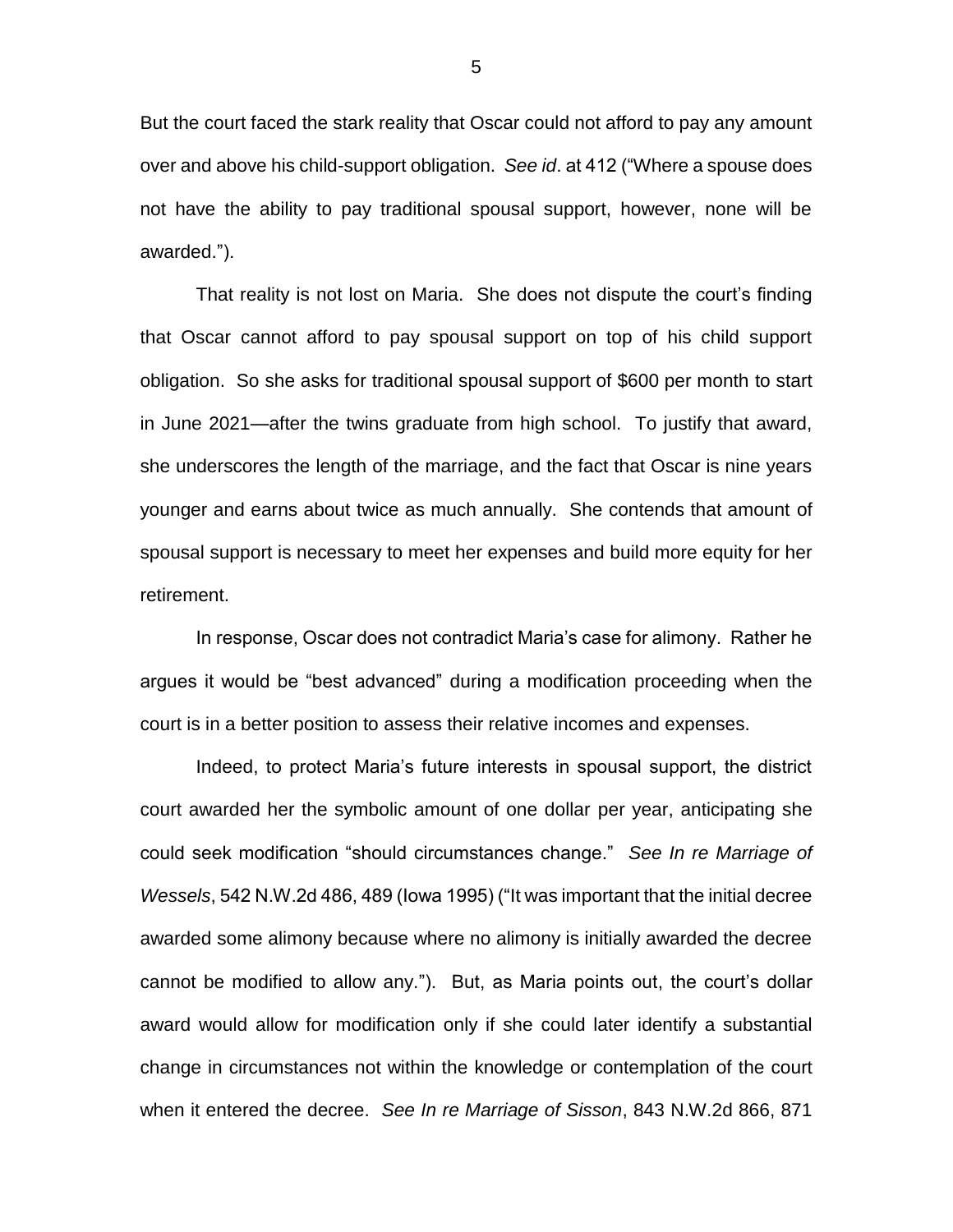But the court faced the stark reality that Oscar could not afford to pay any amount over and above his child-support obligation. *See id*. at 412 ("Where a spouse does not have the ability to pay traditional spousal support, however, none will be awarded.").

That reality is not lost on Maria. She does not dispute the court's finding that Oscar cannot afford to pay spousal support on top of his child support obligation. So she asks for traditional spousal support of $600 per month to start in June 2021—after the twins graduate from high school. To justify that award, she underscores the length of the marriage, and the fact that Oscar is nine years younger and earns about twice as much annually. She contends that amount of spousal support is necessary to meet her expenses and build more equity for her retirement.

In response, Oscar does not contradict Maria's case for alimony. Rather he argues it would be "best advanced" during a modification proceeding when the court is in a better position to assess their relative incomes and expenses.

Indeed, to protect Maria's future interests in spousal support, the district court awarded her the symbolic amount of one dollar per year, anticipating she could seek modification "should circumstances change." *See In re Marriage of Wessels*, 542 N.W.2d 486, 489 (Iowa 1995) ("It was important that the initial decree awarded some alimony because where no alimony is initially awarded the decree cannot be modified to allow any."). But, as Maria points out, the court's dollar award would allow for modification only if she could later identify a substantial change in circumstances not within the knowledge or contemplation of the court when it entered the decree. *See In re Marriage of Sisson*, 843 N.W.2d 866, 871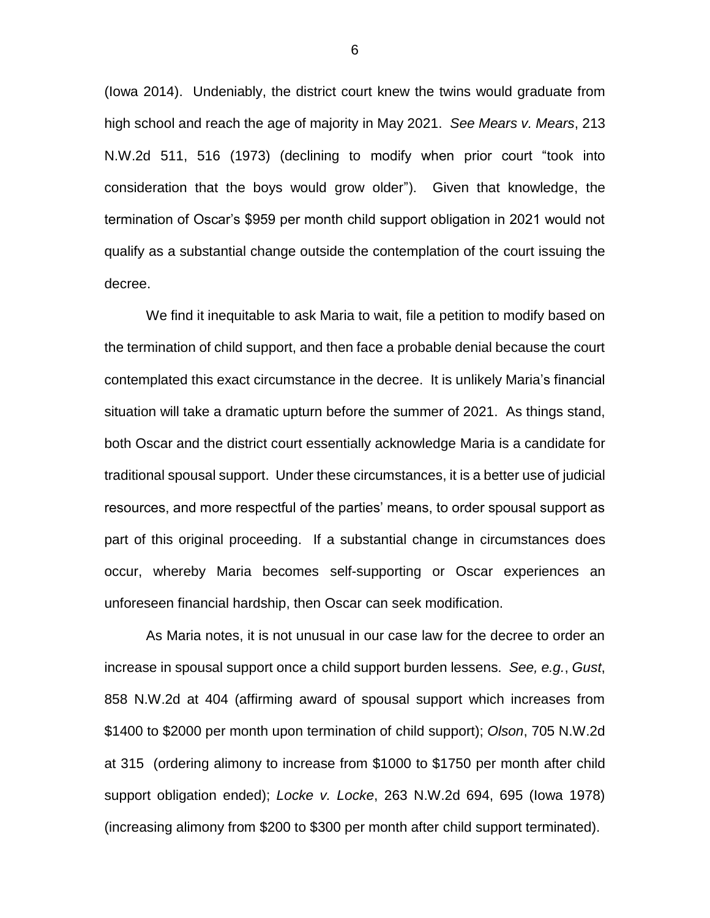(Iowa 2014). Undeniably, the district court knew the twins would graduate from high school and reach the age of majority in May 2021. *See Mears v. Mears*, 213 N.W.2d 511, 516 (1973) (declining to modify when prior court "took into consideration that the boys would grow older"). Given that knowledge, the termination of Oscar's $959 per month child support obligation in 2021 would not qualify as a substantial change outside the contemplation of the court issuing the decree.

We find it inequitable to ask Maria to wait, file a petition to modify based on the termination of child support, and then face a probable denial because the court contemplated this exact circumstance in the decree. It is unlikely Maria's financial situation will take a dramatic upturn before the summer of 2021. As things stand, both Oscar and the district court essentially acknowledge Maria is a candidate for traditional spousal support. Under these circumstances, it is a better use of judicial resources, and more respectful of the parties' means, to order spousal support as part of this original proceeding. If a substantial change in circumstances does occur, whereby Maria becomes self-supporting or Oscar experiences an unforeseen financial hardship, then Oscar can seek modification.

As Maria notes, it is not unusual in our case law for the decree to order an increase in spousal support once a child support burden lessens. *See, e.g.*, *Gust*, 858 N.W.2d at 404 (affirming award of spousal support which increases from $1400 to $2000 per month upon termination of child support); *Olson*, 705 N.W.2d at 315 (ordering alimony to increase from $1000 to $1750 per month after child support obligation ended); *Locke v. Locke*, 263 N.W.2d 694, 695 (Iowa 1978) (increasing alimony from $200 to $300 per month after child support terminated).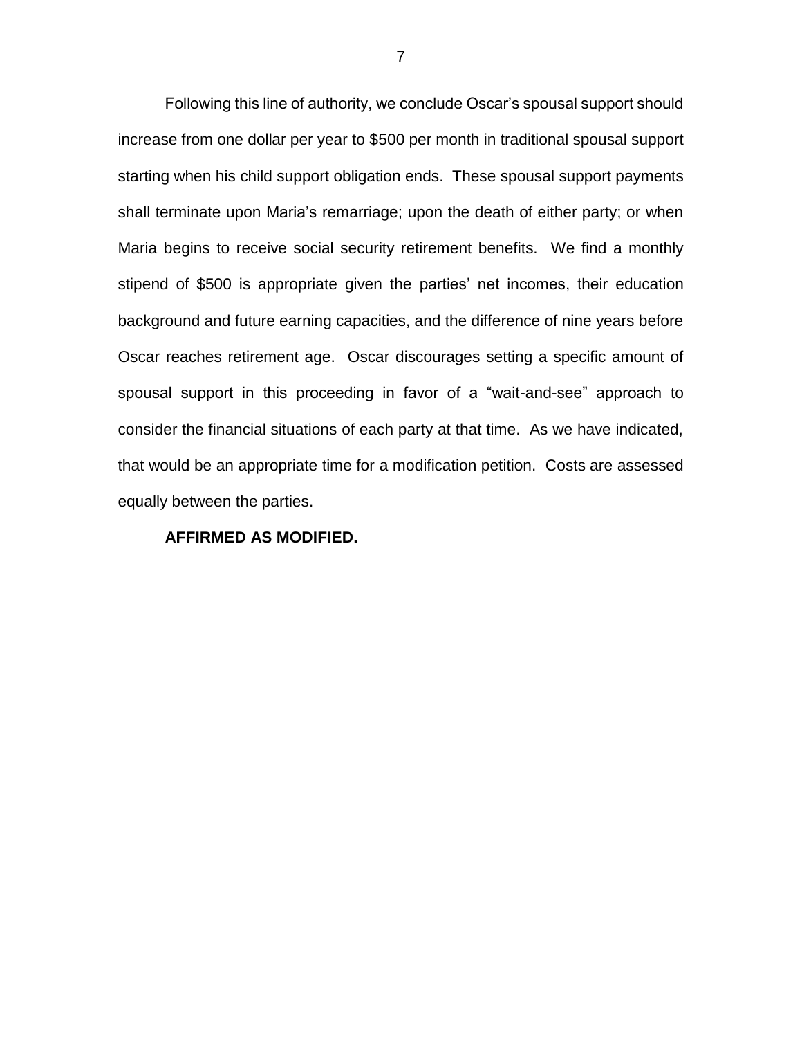Following this line of authority, we conclude Oscar's spousal support should increase from one dollar per year to $500 per month in traditional spousal support starting when his child support obligation ends. These spousal support payments shall terminate upon Maria's remarriage; upon the death of either party; or when Maria begins to receive social security retirement benefits. We find a monthly stipend of $500 is appropriate given the parties' net incomes, their education background and future earning capacities, and the difference of nine years before Oscar reaches retirement age. Oscar discourages setting a specific amount of spousal support in this proceeding in favor of a "wait-and-see" approach to consider the financial situations of each party at that time. As we have indicated, that would be an appropriate time for a modification petition. Costs are assessed equally between the parties.

**AFFIRMED AS MODIFIED.**